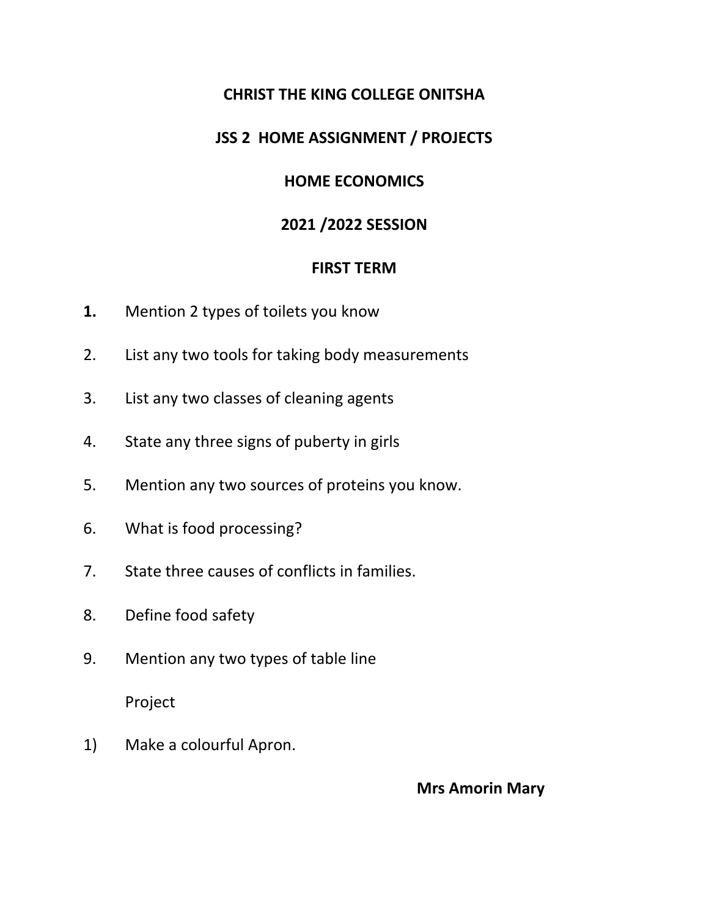**CHRIST THE KING COLLEGE ONITSHA**

**JSS 2 HOME ASSIGNMENT / PROJECTS**

**HOME ECONOMICS**

**2021 /2022 SESSION**

**FIRST TERM**

1. Mention 2 types of toilets you know
2. List any two tools for taking body measurements
3. List any two classes of cleaning agents
4. State any three signs of puberty in girls
5. Mention any two sources of proteins you know.
6. What is food processing?
7. State three causes of conflicts in families.
8. Define food safety
9. Mention any two types of table line

Project

1) Make a colourful Apron.

**Mrs Amorin Mary**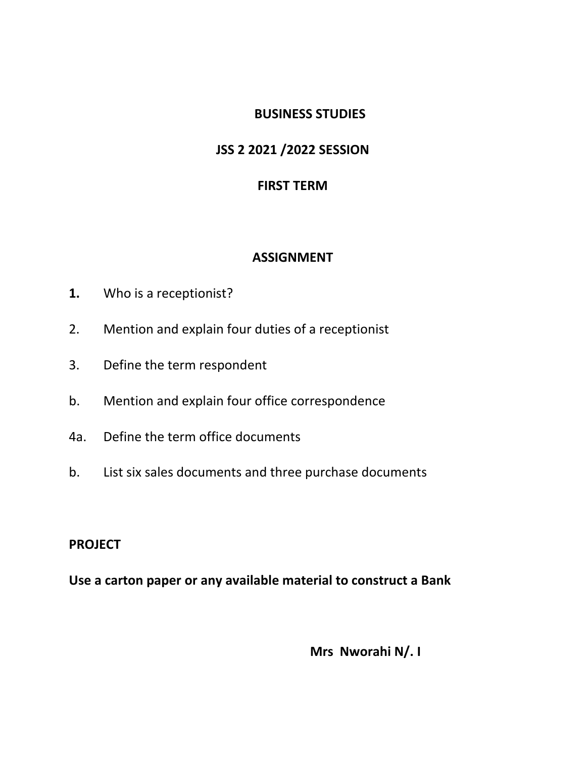# BUSINESS STUDIES

## JSS 2 2021 /2022 SESSION

## FIRST TERM

## ASSIGNMENT

1. Who is a receptionist?
2. Mention and explain four duties of a receptionist
3. Define the term respondent

b. Mention and explain four office correspondence

4a. Define the term office documents

b. List six sales documents and three purchase documents

**PROJECT**

**Use a carton paper or any available material to construct a Bank**

**Mrs Nworahi N/. I**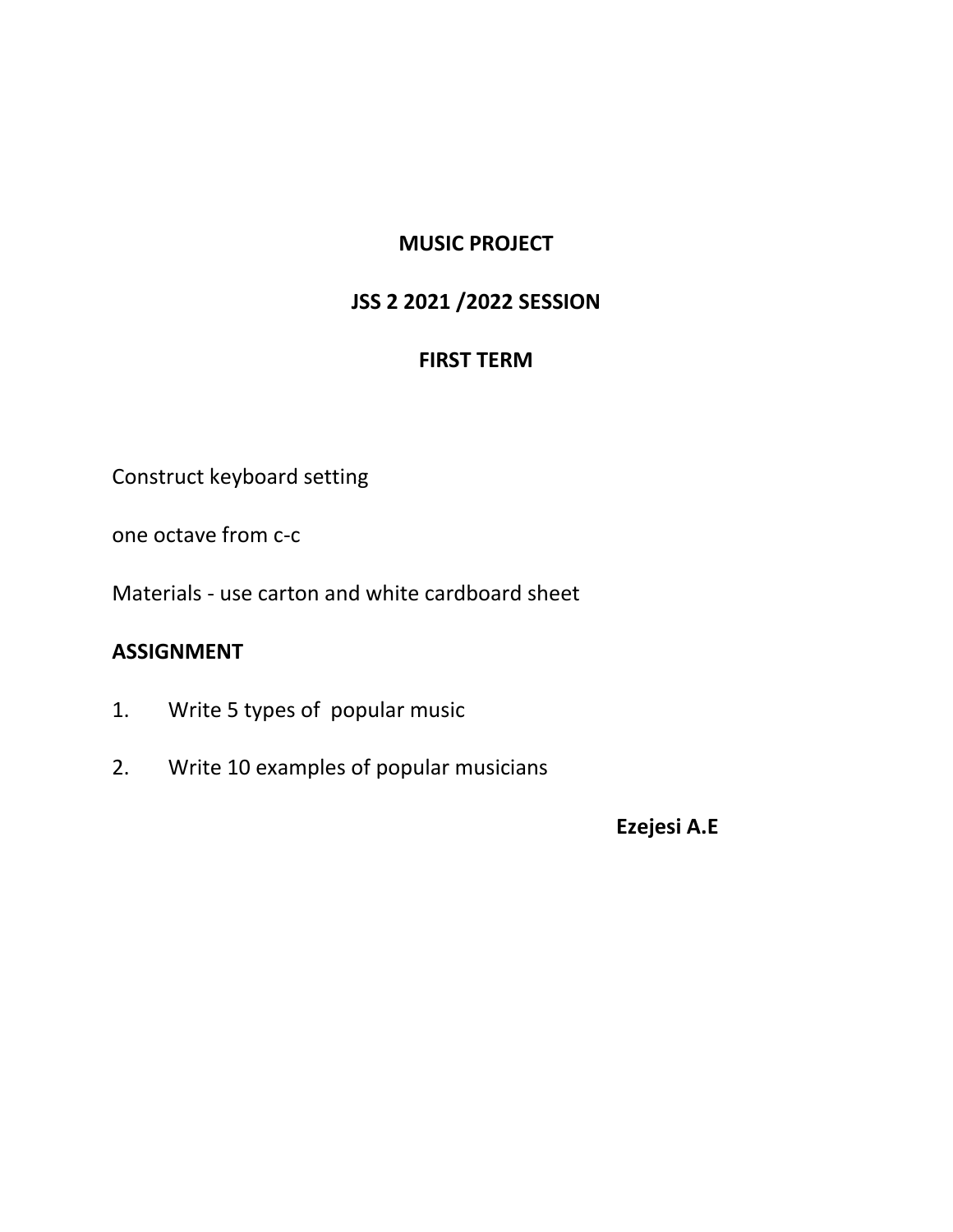**MUSIC PROJECT**

**JSS 2 2021 /2022 SESSION**

**FIRST TERM**

Construct keyboard setting

one octave from c-c

Materials - use carton and white cardboard sheet

**ASSIGNMENT**

1. Write 5 types of popular music
2. Write 10 examples of popular musicians

**Ezejesi A.E**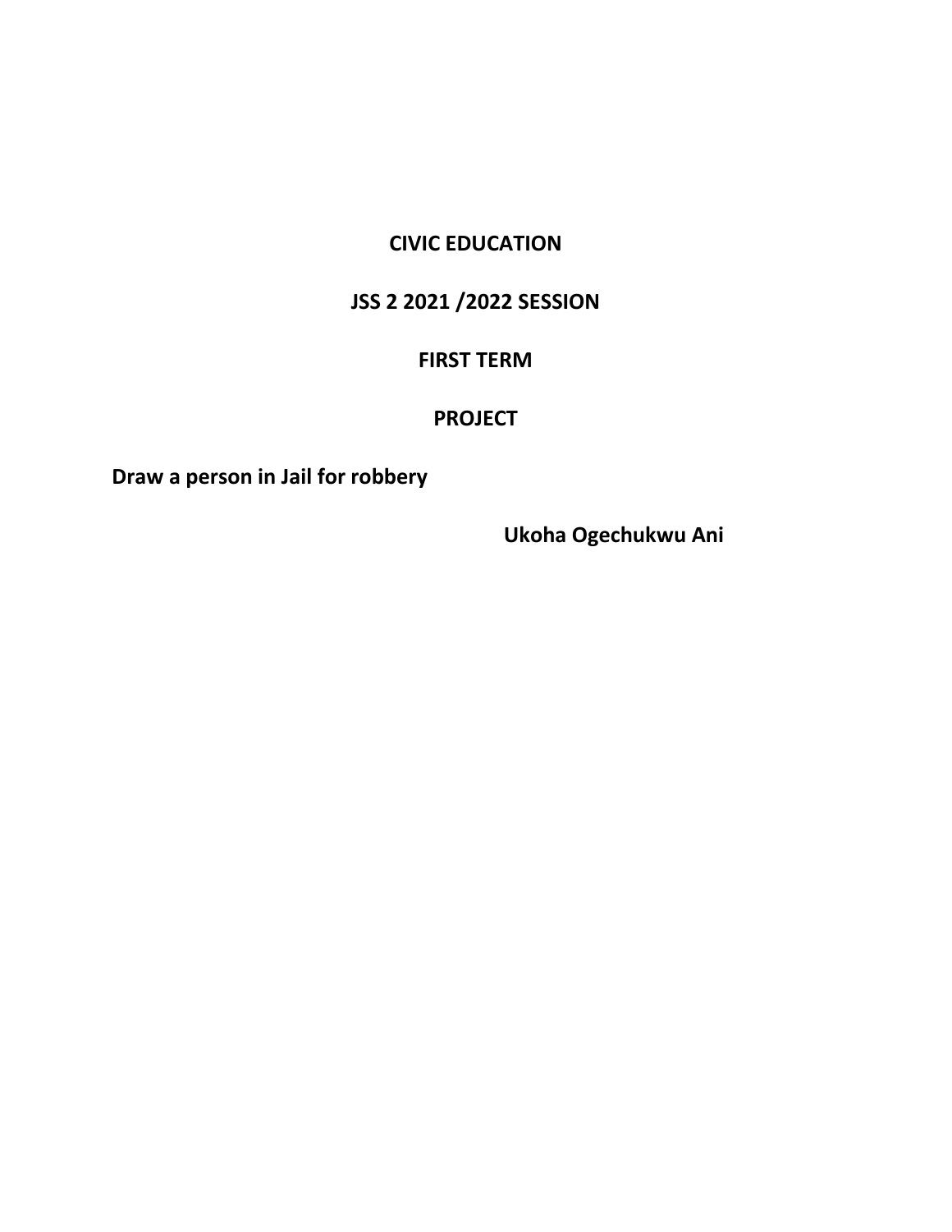**CIVIC EDUCATION**

**JSS 2 2021 /2022 SESSION**

**FIRST TERM**

**PROJECT**

**Draw a person in Jail for robbery**

**Ukoha Ogechukwu Ani**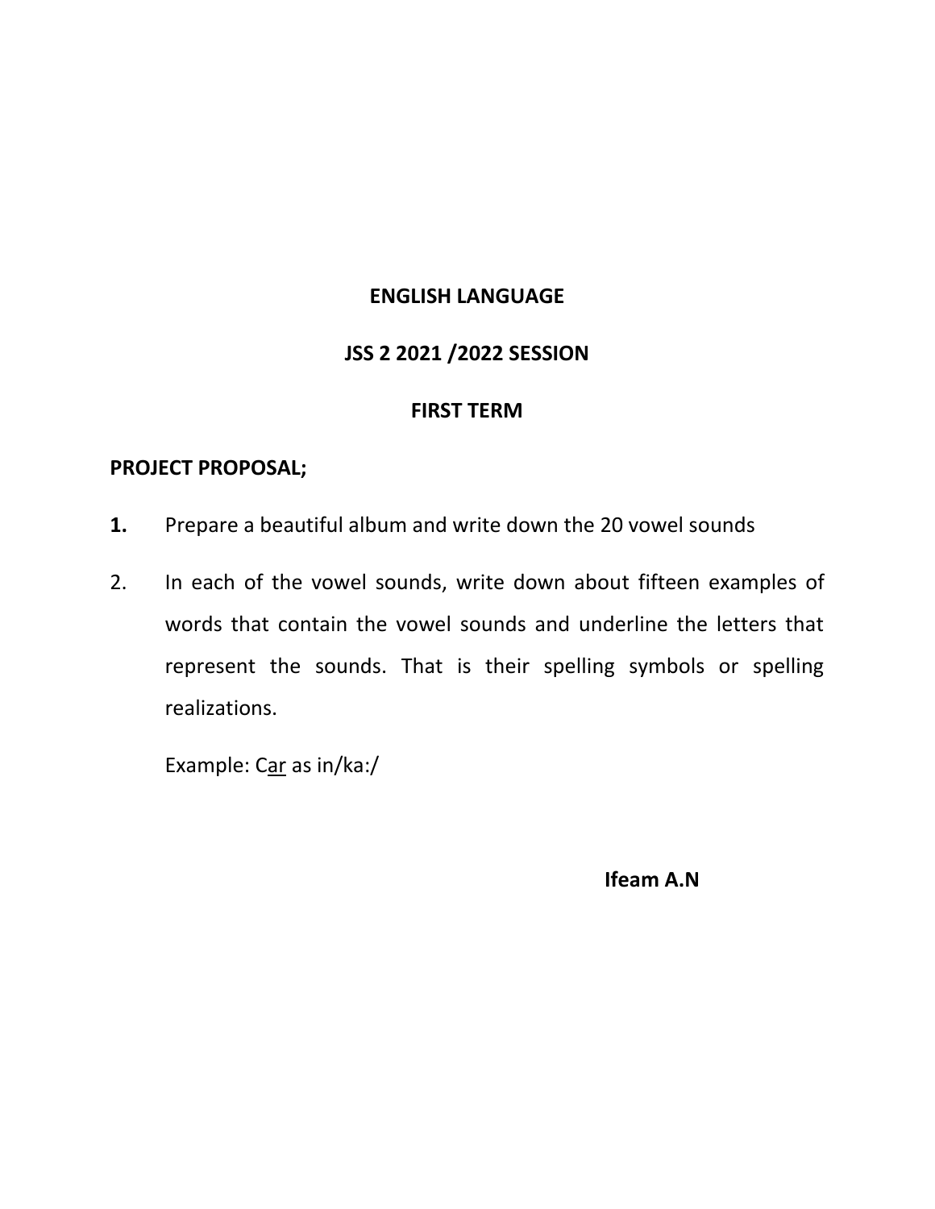**ENGLISH LANGUAGE**

**JSS 2 2021 /2022 SESSION**

**FIRST TERM**

**PROJECT PROPOSAL;**

**1.** Prepare a beautiful album and write down the 20 vowel sounds

2. In each of the vowel sounds, write down about fifteen examples of words that contain the vowel sounds and underline the letters that represent the sounds. That is their spelling symbols or spelling realizations.

   Example: C<u>ar</u> as in/ka:/

**Ifeam A.N**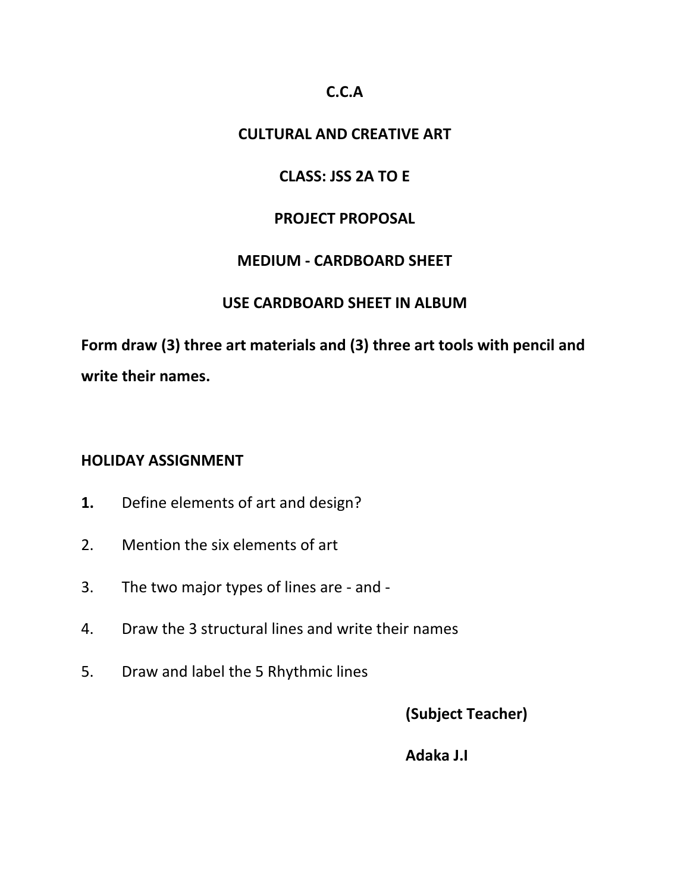# C.C.A

## CULTURAL AND CREATIVE ART

## CLASS: JSS 2A TO E

## PROJECT PROPOSAL

## MEDIUM - CARDBOARD SHEET

## USE CARDBOARD SHEET IN ALBUM

**Form draw (3) three art materials and (3) three art tools with pencil and write their names.**

**HOLIDAY ASSIGNMENT**

1. Define elements of art and design?
2. Mention the six elements of art
3. The two major types of lines are - and -
4. Draw the 3 structural lines and write their names
5. Draw and label the 5 Rhythmic lines

**(Subject Teacher)**

**Adaka J.I**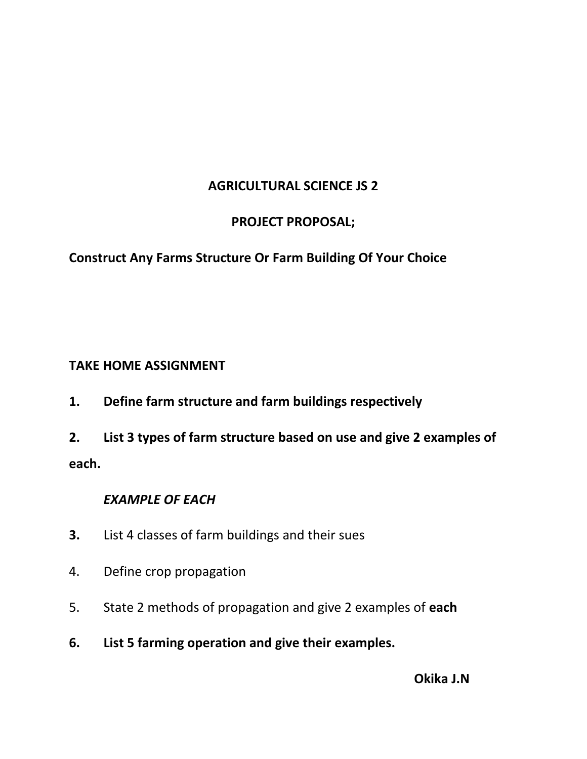**AGRICULTURAL SCIENCE JS 2**

**PROJECT PROPOSAL;**

**Construct Any Farms Structure Or Farm Building Of Your Choice**

**TAKE HOME ASSIGNMENT**

1. **Define farm structure and farm buildings respectively**

2. **List 3 types of farm structure based on use and give 2 examples of each.**

   ***EXAMPLE OF EACH***

3. List 4 classes of farm buildings and their sues

4. Define crop propagation

5. State 2 methods of propagation and give 2 examples of **each**

6. **List 5 farming operation and give their examples.**

**Okika J.N**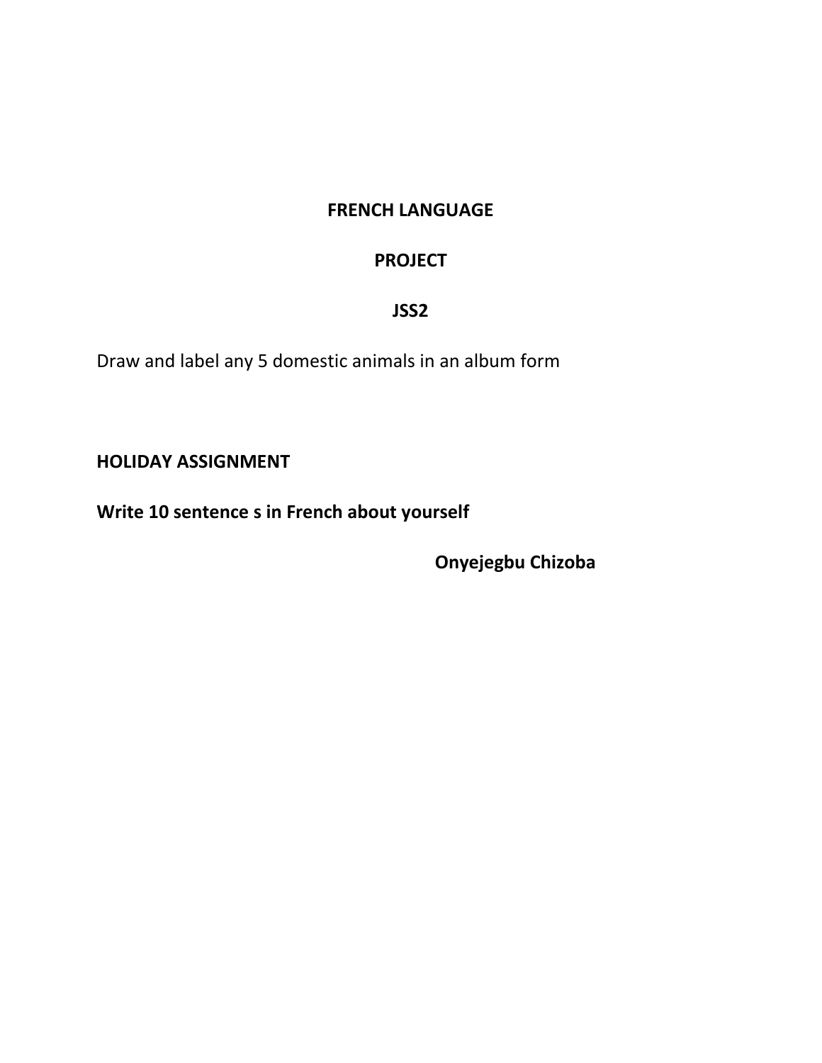**FRENCH LANGUAGE**

**PROJECT**

**JSS2**

Draw and label any 5 domestic animals in an album form

**HOLIDAY ASSIGNMENT**

**Write 10 sentence s in French about yourself**

**Onyejegbu Chizoba**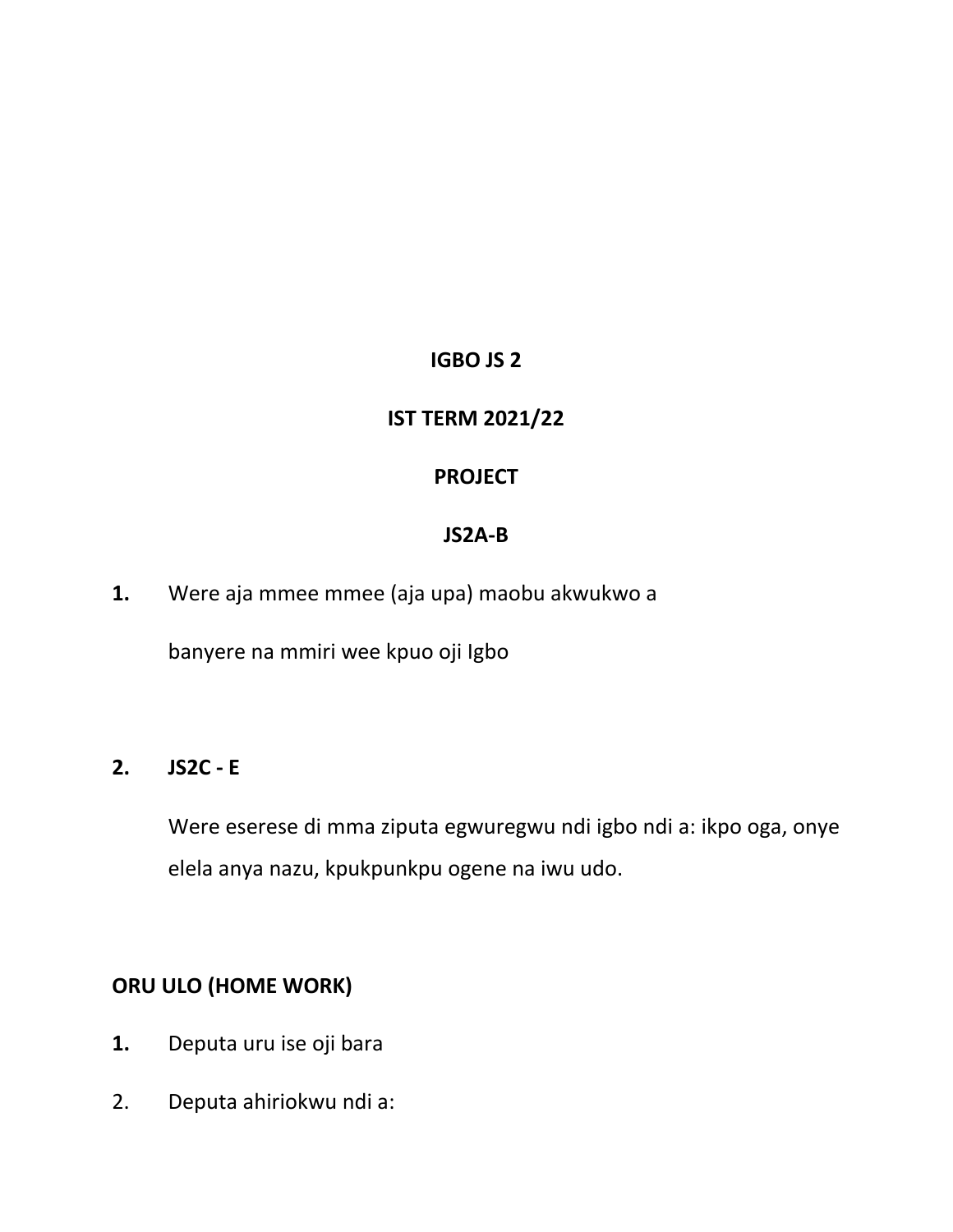**IGBO JS 2**

**IST TERM 2021/22**

**PROJECT**

**JS2A-B**

**1.** Were aja mmee mmee (aja upa) maobu akwukwo a banyere na mmiri wee kpuo oji Igbo

**2.** **JS2C - E**

Were eserese di mma ziputa egwuregwu ndi igbo ndi a: ikpo oga, onye elela anya nazu, kpukpunkpu ogene na iwu udo.

**ORU ULO (HOME WORK)**

**1.** Deputa uru ise oji bara

2. Deputa ahiriokwu ndi a: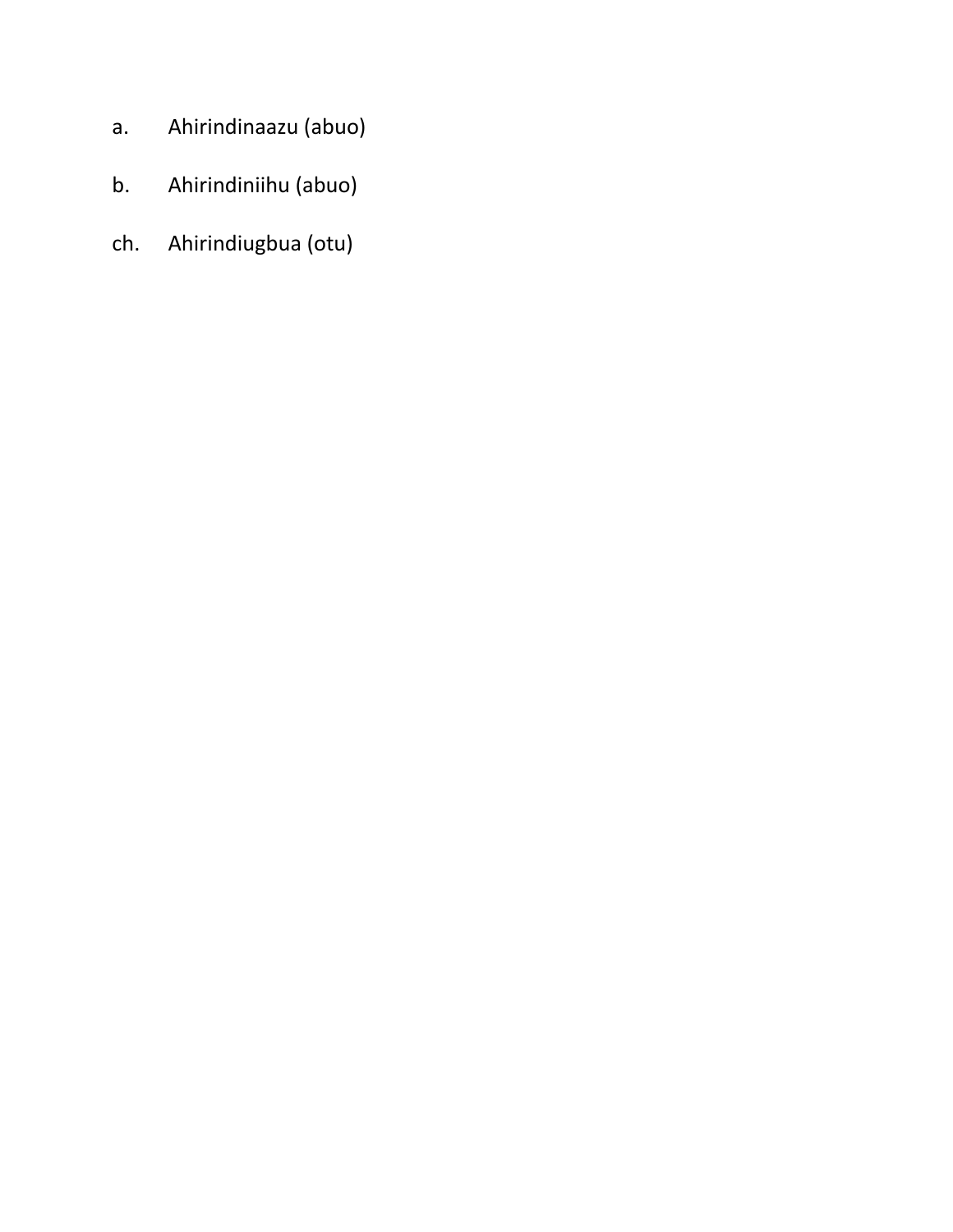a. Ahirindinaazu (abuo)

b. Ahirindiniihu (abuo)

ch. Ahirindiugbua (otu)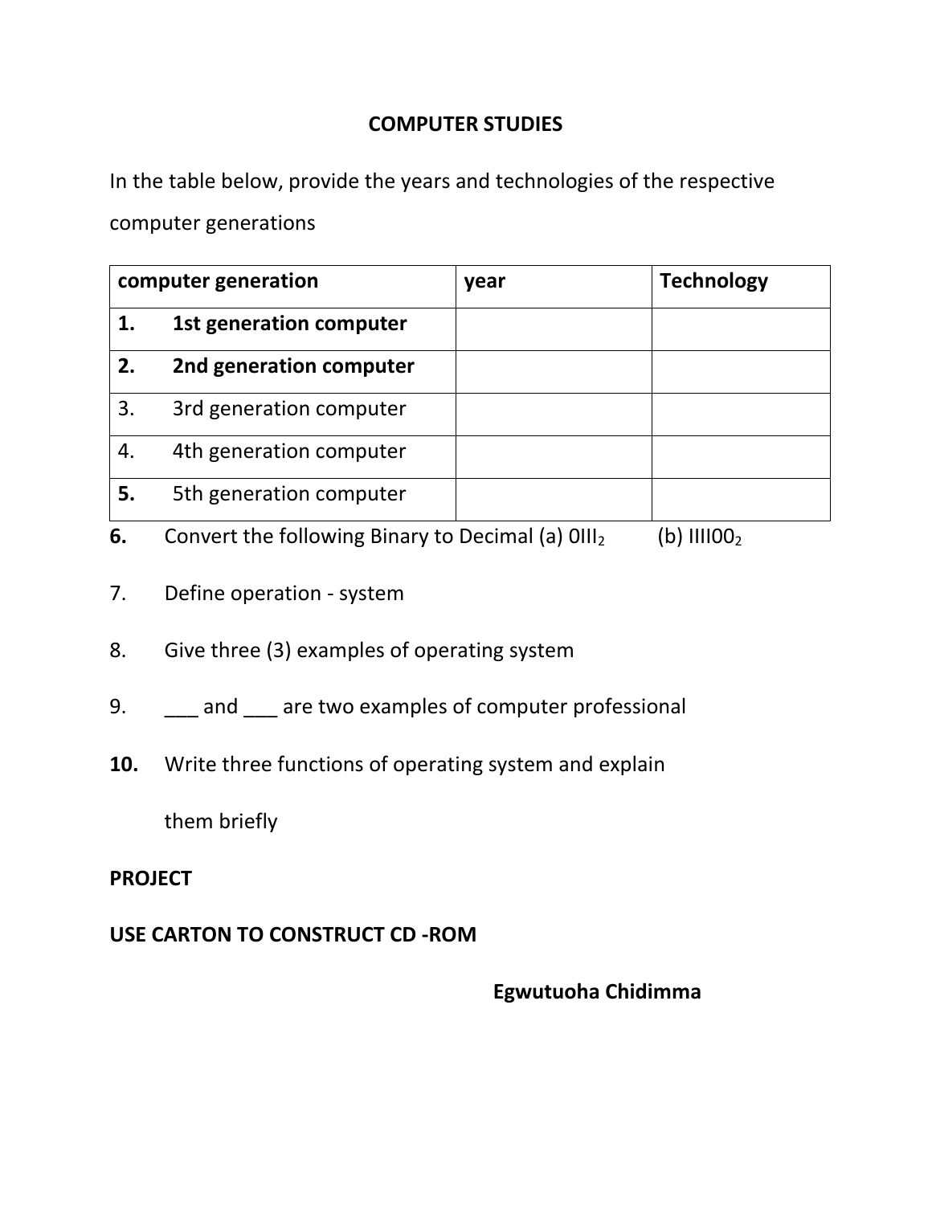# COMPUTER STUDIES

In the table below, provide the years and technologies of the respective computer generations

| computer generation | year | Technology |
|---|---|---|
| **1. 1st generation computer** | | |
| **2. 2nd generation computer** | | |
| 3. 3rd generation computer | | |
| 4. 4th generation computer | | |
| **5.** 5th generation computer | | |

**6.** Convert the following Binary to Decimal (a) $0III_2$ (b) $IIII00_2$

7. Define operation - system

8. Give three (3) examples of operating system

9. ___ and ___ are two examples of computer professional

**10.** Write three functions of operating system and explain them briefly

**PROJECT**

**USE CARTON TO CONSTRUCT CD -ROM**

**Egwutuoha Chidimma**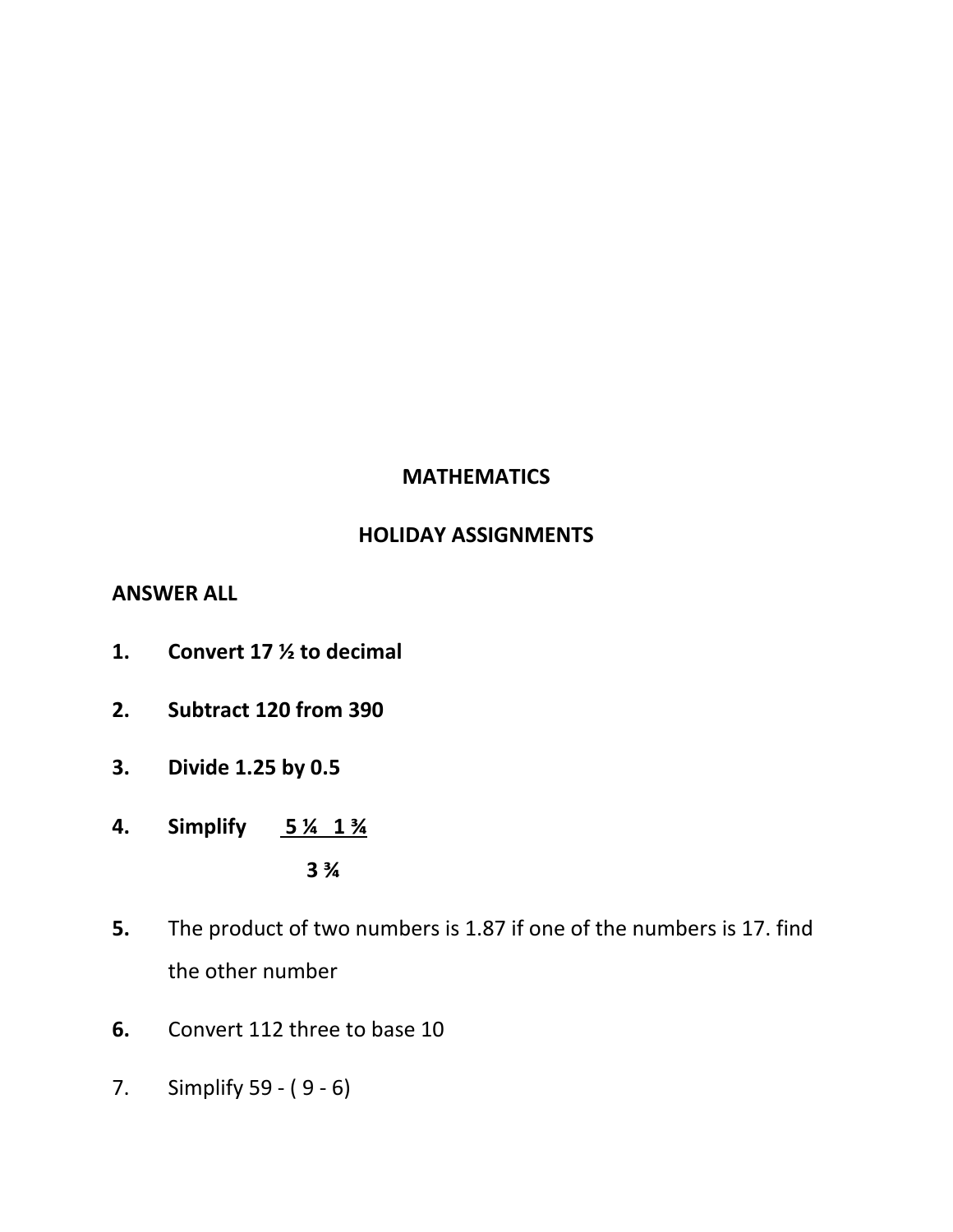**MATHEMATICS**

**HOLIDAY ASSIGNMENTS**

**ANSWER ALL**

1. **Convert 17 ½ to decimal**

2. **Subtract 120 from 390**

3. **Divide 1.25 by 0.5**

4. **Simplify** $\dfrac{5\frac{1}{4} \quad 1\frac{3}{4}}{3\frac{3}{4}}$

5. The product of two numbers is 1.87 if one of the numbers is 17. find the other number

6. Convert 112 three to base 10

7. Simplify 59 - ( 9 - 6)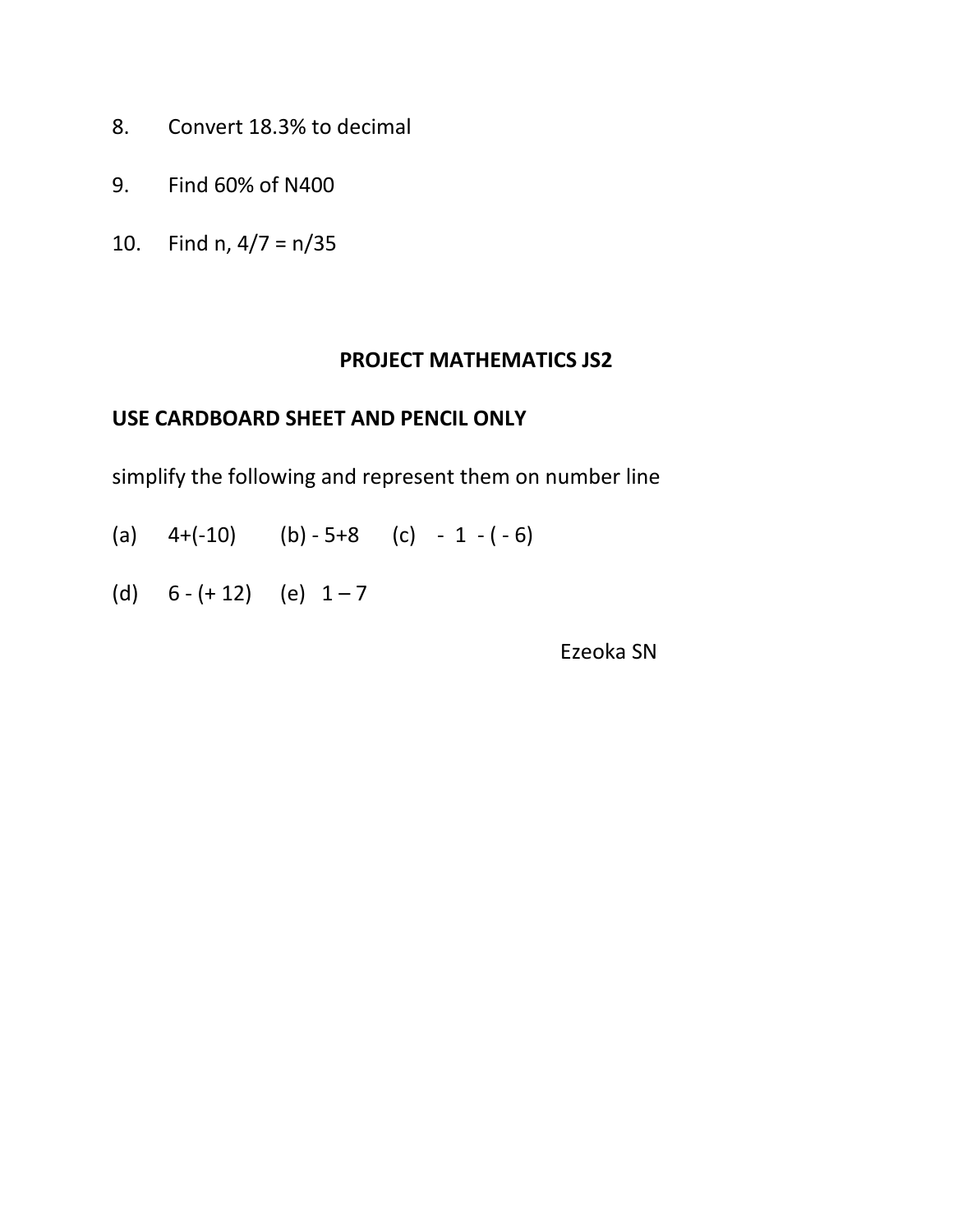8. Convert 18.3% to decimal

9. Find 60% of N400

10. Find n, $4/7 = n/35$

**PROJECT MATHEMATICS JS2**

**USE CARDBOARD SHEET AND PENCIL ONLY**

simplify the following and represent them on number line

(a) $4+(-10)$ (b) $-5+8$ (c) $-1-(-6)$

(d) $6-(+12)$ (e) $1-7$

Ezeoka SN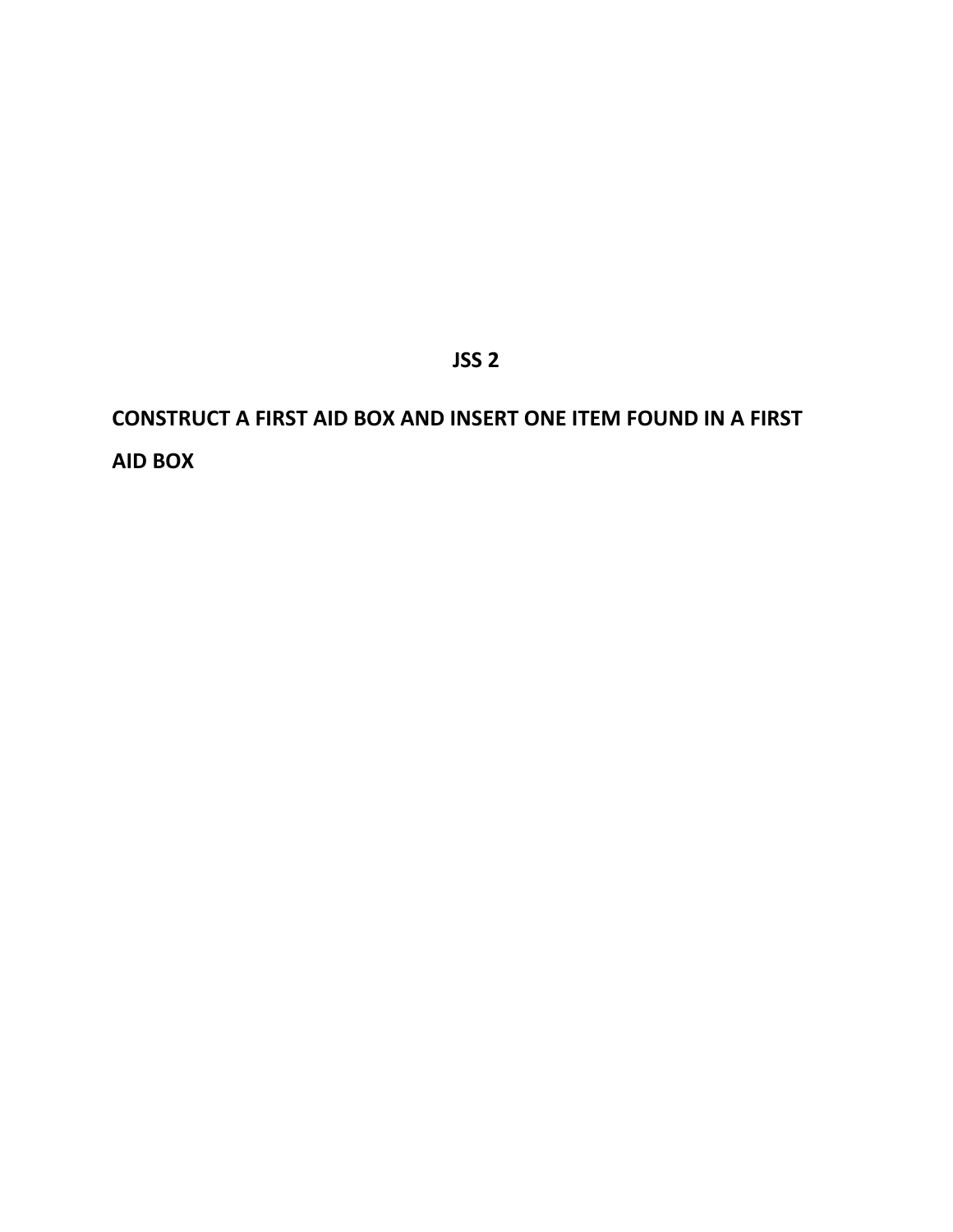**JSS 2**

**CONSTRUCT A FIRST AID BOX AND INSERT ONE ITEM FOUND IN A FIRST AID BOX**